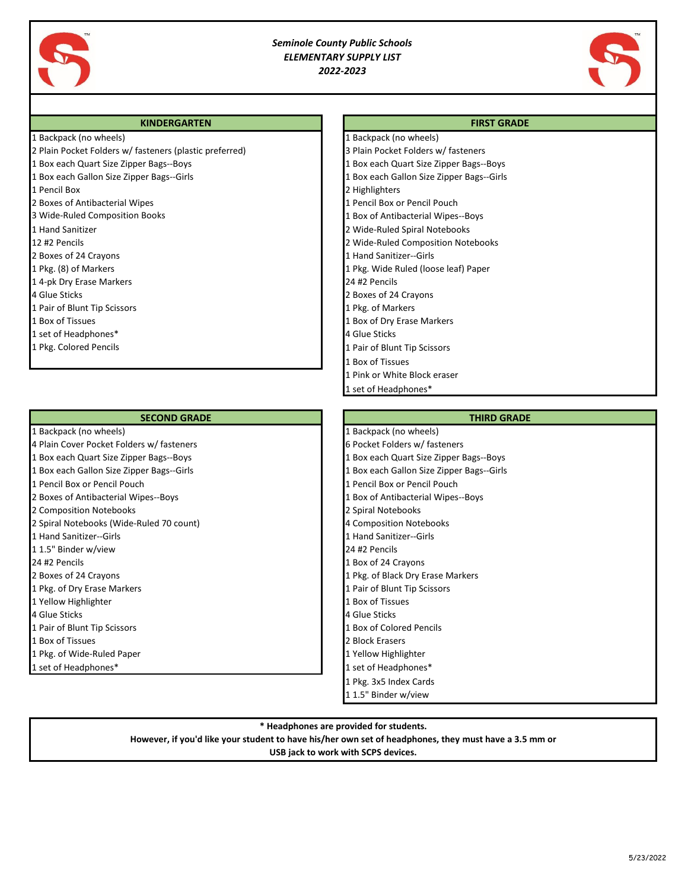*Seminole County Public Schools*
*ELEMENTARY SUPPLY LIST*
*2022-2023*

## KINDERGARTEN

1 Backpack (no wheels)
2 Plain Pocket Folders w/ fasteners (plastic preferred)
1 Box each Quart Size Zipper Bags--Boys
1 Box each Gallon Size Zipper Bags--Girls
1 Pencil Box
2 Boxes of Antibacterial Wipes
3 Wide-Ruled Composition Books
1 Hand Sanitizer
12 #2 Pencils
2 Boxes of 24 Crayons
1 Pkg. (8) of Markers
1 4-pk Dry Erase Markers
4 Glue Sticks
1 Pair of Blunt Tip Scissors
1 Box of Tissues
1 set of Headphones*
1 Pkg. Colored Pencils

## FIRST GRADE

1 Backpack (no wheels)
3 Plain Pocket Folders w/ fasteners
1 Box each Quart Size Zipper Bags--Boys
1 Box each Gallon Size Zipper Bags--Girls
2 Highlighters
1 Pencil Box or Pencil Pouch
1 Box of Antibacterial Wipes--Boys
2 Wide-Ruled Spiral Notebooks
2 Wide-Ruled Composition Notebooks
1 Hand Sanitizer--Girls
1 Pkg. Wide Ruled (loose leaf) Paper
24 #2 Pencils
2 Boxes of 24 Crayons
1 Pkg. of Markers
1 Box of Dry Erase Markers
4 Glue Sticks
1 Pair of Blunt Tip Scissors
1 Box of Tissues
1 Pink or White Block eraser
1 set of Headphones*

## SECOND GRADE

1 Backpack (no wheels)
4 Plain Cover Pocket Folders w/ fasteners
1 Box each Quart Size Zipper Bags--Boys
1 Box each Gallon Size Zipper Bags--Girls
1 Pencil Box or Pencil Pouch
2 Boxes of Antibacterial Wipes--Boys
2 Composition Notebooks
2 Spiral Notebooks (Wide-Ruled 70 count)
1 Hand Sanitizer--Girls
1 1.5" Binder w/view
24 #2 Pencils
2 Boxes of 24 Crayons
1 Pkg. of Dry Erase Markers
1 Yellow Highlighter
4 Glue Sticks
1 Pair of Blunt Tip Scissors
1 Box of Tissues
1 Pkg. of Wide-Ruled Paper
1 set of Headphones*

## THIRD GRADE

1 Backpack (no wheels)
6 Pocket Folders w/ fasteners
1 Box each Quart Size Zipper Bags--Boys
1 Box each Gallon Size Zipper Bags--Girls
1 Pencil Box or Pencil Pouch
1 Box of Antibacterial Wipes--Boys
2 Spiral Notebooks
4 Composition Notebooks
1 Hand Sanitizer--Girls
24 #2 Pencils
1 Box of 24 Crayons
1 Pkg. of Black Dry Erase Markers
1 Pair of Blunt Tip Scissors
1 Box of Tissues
4 Glue Sticks
1 Box of Colored Pencils
2 Block Erasers
1 Yellow Highlighter
1 set of Headphones*
1 Pkg. 3x5 Index Cards
1 1.5" Binder w/view

**\* Headphones are provided for students.**
**However, if you'd like your student to have his/her own set of headphones, they must have a 3.5 mm or USB jack to work with SCPS devices.**

5/23/2022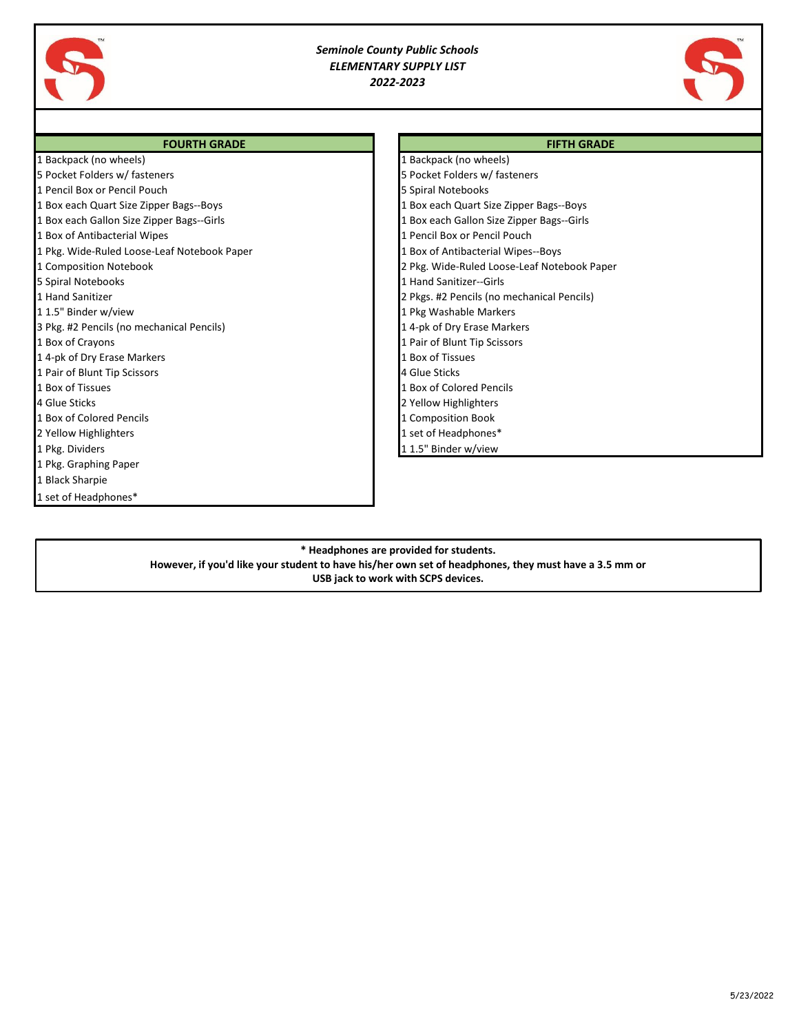*Seminole County Public Schools*
*ELEMENTARY SUPPLY LIST*
*2022-2023*

## FOURTH GRADE

1 Backpack (no wheels)
5 Pocket Folders w/ fasteners
1 Pencil Box or Pencil Pouch
1 Box each Quart Size Zipper Bags--Boys
1 Box each Gallon Size Zipper Bags--Girls
1 Box of Antibacterial Wipes
1 Pkg. Wide-Ruled Loose-Leaf Notebook Paper
1 Composition Notebook
5 Spiral Notebooks
1 Hand Sanitizer
1 1.5" Binder w/view
3 Pkg. #2 Pencils (no mechanical Pencils)
1 Box of Crayons
1 4-pk of Dry Erase Markers
1 Pair of Blunt Tip Scissors
1 Box of Tissues
4 Glue Sticks
1 Box of Colored Pencils
2 Yellow Highlighters
1 Pkg. Dividers
1 Pkg. Graphing Paper
1 Black Sharpie
1 set of Headphones*

## FIFTH GRADE

1 Backpack (no wheels)
5 Pocket Folders w/ fasteners
5 Spiral Notebooks
1 Box each Quart Size Zipper Bags--Boys
1 Box each Gallon Size Zipper Bags--Girls
1 Pencil Box or Pencil Pouch
1 Box of Antibacterial Wipes--Boys
2 Pkg. Wide-Ruled Loose-Leaf Notebook Paper
1 Hand Sanitizer--Girls
2 Pkgs. #2 Pencils (no mechanical Pencils)
1 Pkg Washable Markers
1 4-pk of Dry Erase Markers
1 Pair of Blunt Tip Scissors
1 Box of Tissues
4 Glue Sticks
1 Box of Colored Pencils
2 Yellow Highlighters
1 Composition Book
1 set of Headphones*
1 1.5" Binder w/view

**\* Headphones are provided for students.**
**However, if you'd like your student to have his/her own set of headphones, they must have a 3.5 mm or USB jack to work with SCPS devices.**

5/23/2022